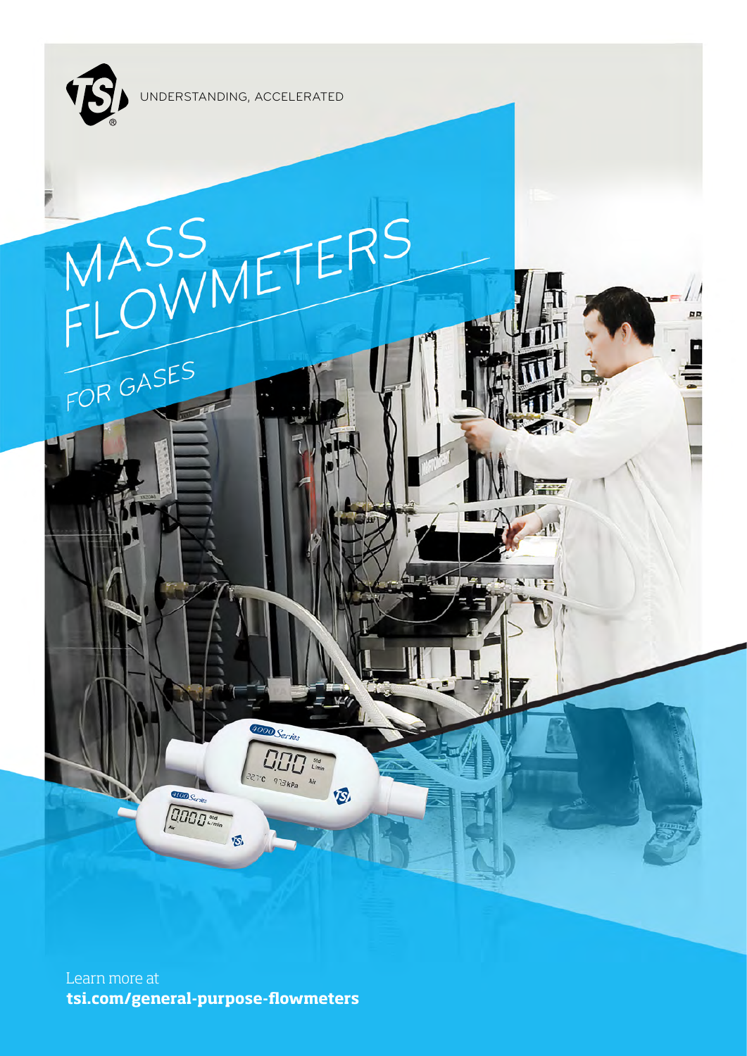UNDERSTANDING, ACCELERATED

# MASS FLOWMETERS

## FOR GASES

Learn more at
**tsi.com/general-purpose-flowmeters**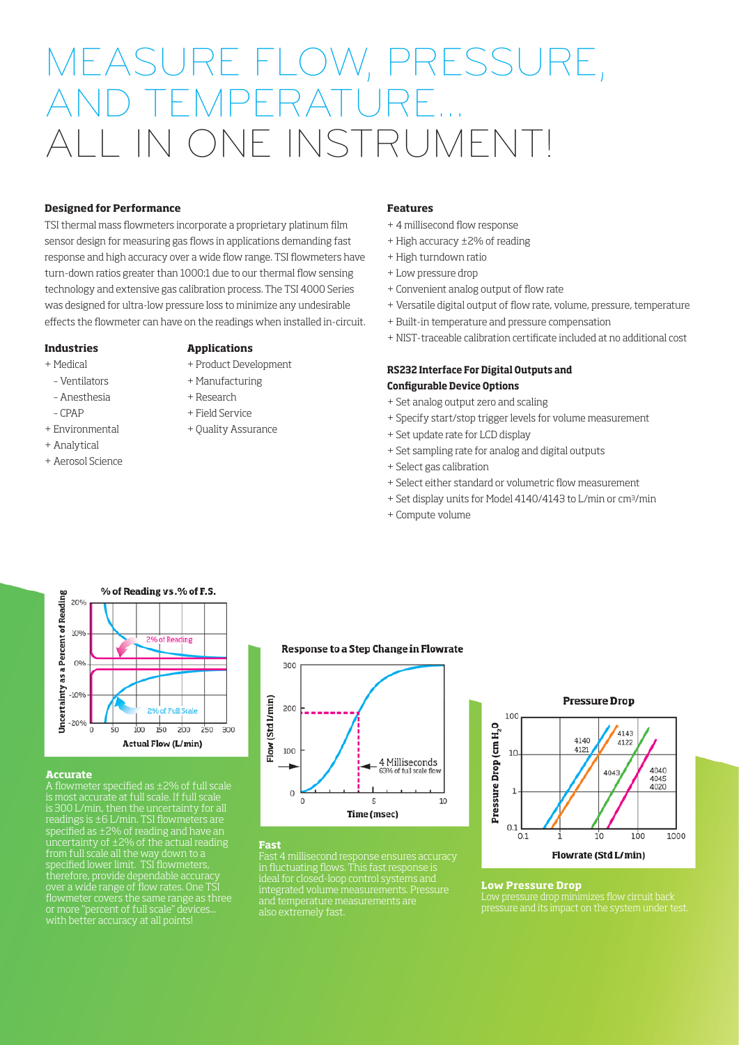# MEASURE FLOW, PRESSURE, AND TEMPERATURE... ALL IN ONE INSTRUMENT!

### Designed for Performance

TSI thermal mass flowmeters incorporate a proprietary platinum film sensor design for measuring gas flows in applications demanding fast response and high accuracy over a wide flow range. TSI flowmeters have turn-down ratios greater than 1000:1 due to our thermal flow sensing technology and extensive gas calibration process. The TSI 4000 Series was designed for ultra-low pressure loss to minimize any undesirable effects the flowmeter can have on the readings when installed in-circuit.

### Industries

+ Medical
  - Ventilators
  - Anesthesia
  - CPAP
+ Environmental
+ Analytical
+ Aerosol Science

### Applications

+ Product Development
+ Manufacturing
+ Research
+ Field Service
+ Quality Assurance

### Features

+ 4 millisecond flow response
+ High accuracy ±2% of reading
+ High turndown ratio
+ Low pressure drop
+ Convenient analog output of flow rate
+ Versatile digital output of flow rate, volume, pressure, temperature
+ Built-in temperature and pressure compensation
+ NIST-traceable calibration certificate included at no additional cost

### RS232 Interface For Digital Outputs and Configurable Device Options

+ Set analog output zero and scaling
+ Specify start/stop trigger levels for volume measurement
+ Set update rate for LCD display
+ Set sampling rate for analog and digital outputs
+ Select gas calibration
+ Select either standard or volumetric flow measurement
+ Set display units for Model 4140/4143 to L/min or cm³/min
+ Compute volume

### Accurate

A flowmeter specified as ±2% of full scale is most accurate at full scale. If full scale is 300 L/min, then the uncertainty for all readings is ±6 L/min. TSI flowmeters are specified as ±2% of reading and have an uncertainty of ±2% of the actual reading from full scale all the way down to a specified lower limit. TSI flowmeters, therefore, provide dependable accuracy over a wide range of flow rates. One TSI flowmeter covers the same range as three or more "percent of full scale" devices... with better accuracy at all points!

### Fast

Fast 4 millisecond response ensures accuracy in fluctuating flows. This fast response is ideal for closed-loop control systems and integrated volume measurements. Pressure and temperature measurements are also extremely fast.

### Low Pressure Drop

Low pressure drop minimizes flow circuit back pressure and its impact on the system under test.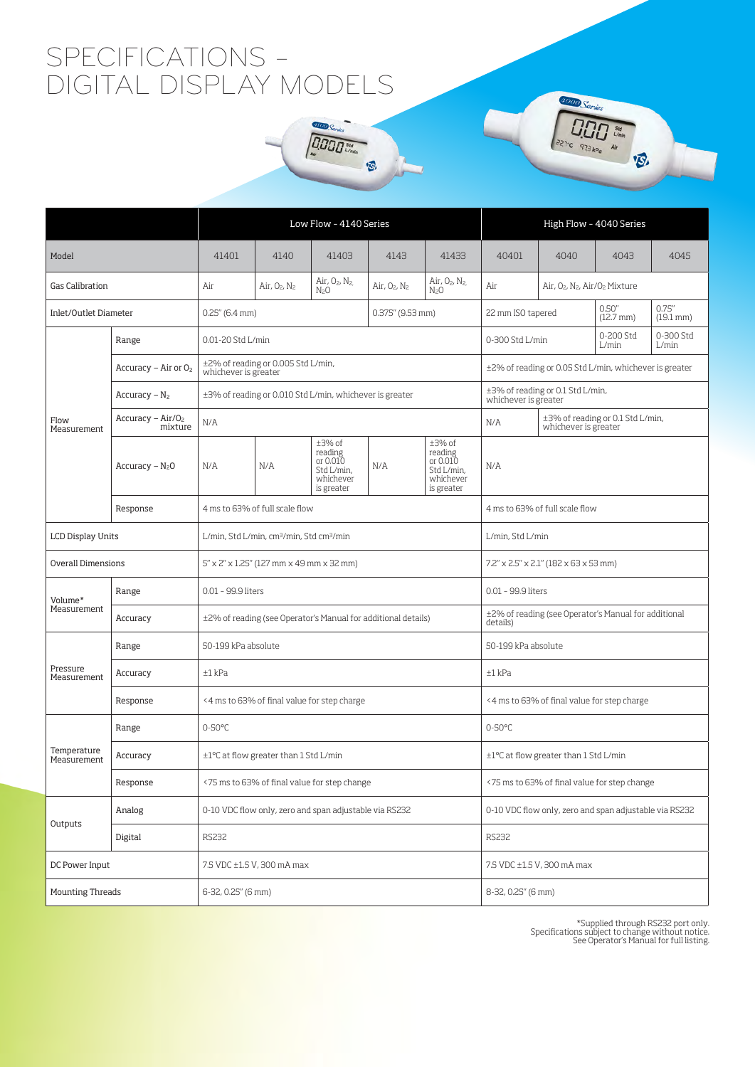# SPECIFICATIONS – DIGITAL DISPLAY MODELS

| | | Low Flow - 4140 Series | | | | | High Flow - 4040 Series | | | |
|---|---|---|---|---|---|---|---|---|---|---|
| Model | | 41401 | 4140 | 41403 | 4143 | 41433 | 40401 | 4040 | 4043 | 4045 |
| Gas Calibration | | Air | Air, $O_2$, $N_2$ | Air, $O_2$, $N_2$, $N_2O$ | Air, $O_2$, $N_2$ | Air, $O_2$, $N_2$, $N_2O$ | Air | Air, $O_2$, $N_2$, Air/$O_2$ Mixture | | |
| Inlet/Outlet Diameter | | 0.25" (6.4 mm) | | | 0.375" (9.53 mm) | | 22 mm ISO tapered | | 0.50" (12.7 mm) | 0.75" (19.1 mm) |
| Flow Measurement | Range | 0.01-20 Std L/min | | | | | 0-300 Std L/min | | 0-200 Std L/min | 0-300 Std L/min |
| | Accuracy – Air or $O_2$ | ±2% of reading or 0.005 Std L/min, whichever is greater | | | | | ±2% of reading or 0.05 Std L/min, whichever is greater | | | |
| | Accuracy – $N_2$ | ±3% of reading or 0.010 Std L/min, whichever is greater | | | | | ±3% of reading or 0.1 Std L/min, whichever is greater | | | |
| | Accuracy – Air/$O_2$ mixture | N/A | | | | | N/A | ±3% of reading or 0.1 Std L/min, whichever is greater | | |
| | Accuracy – $N_2O$ | N/A | N/A | ±3% of reading or 0.010 Std L/min, whichever is greater | N/A | ±3% of reading or 0.010 Std L/min, whichever is greater | N/A | | | |
| | Response | 4 ms to 63% of full scale flow | | | | | 4 ms to 63% of full scale flow | | | |
| LCD Display Units | | L/min, Std L/min, cm³/min, Std cm³/min | | | | | L/min, Std L/min | | | |
| Overall Dimensions | | 5" x 2" x 1.25" (127 mm x 49 mm x 32 mm) | | | | | 7.2" x 2.5" x 2.1" (182 x 63 x 53 mm) | | | |
| Volume* Measurement | Range | 0.01 - 99.9 liters | | | | | 0.01 - 99.9 liters | | | |
| | Accuracy | ±2% of reading (see Operator's Manual for additional details) | | | | | ±2% of reading (see Operator's Manual for additional details) | | | |
| Pressure Measurement | Range | 50-199 kPa absolute | | | | | 50-199 kPa absolute | | | |
| | Accuracy | ±1 kPa | | | | | ±1 kPa | | | |
| | Response | <4 ms to 63% of final value for step charge | | | | | <4 ms to 63% of final value for step charge | | | |
| Temperature Measurement | Range | 0-50°C | | | | | 0-50°C | | | |
| | Accuracy | ±1°C at flow greater than 1 Std L/min | | | | | ±1°C at flow greater than 1 Std L/min | | | |
| | Response | <75 ms to 63% of final value for step change | | | | | <75 ms to 63% of final value for step change | | | |
| Outputs | Analog | 0-10 VDC flow only, zero and span adjustable via RS232 | | | | | 0-10 VDC flow only, zero and span adjustable via RS232 | | | |
| | Digital | RS232 | | | | | RS232 | | | |
| DC Power Input | | 7.5 VDC ±1.5 V, 300 mA max | | | | | 7.5 VDC ±1.5 V, 300 mA max | | | |
| Mounting Threads | | 6-32, 0.25" (6 mm) | | | | | 8-32, 0.25" (6 mm) | | | |

*Supplied through RS232 port only.
Specifications subject to change without notice.
See Operator's Manual for full listing.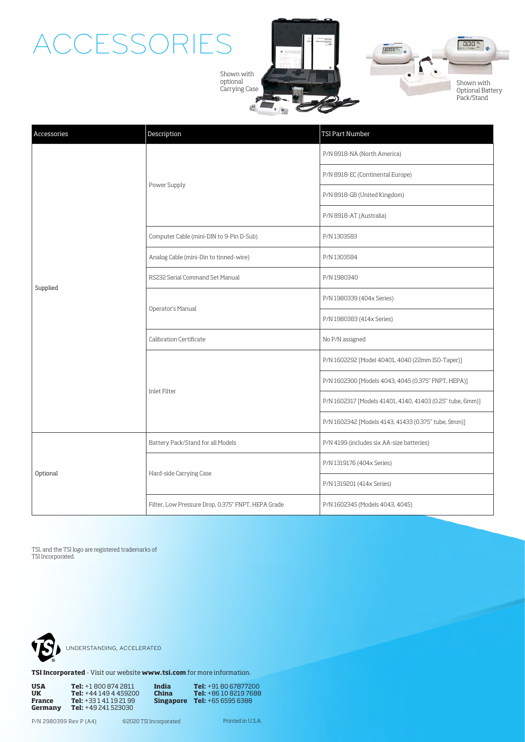# ACCESSORIES

Shown with optional Carrying Case

Shown with Optional Battery Pack/Stand

| Accessories | Description | TSI Part Number |
|---|---|---|
| Supplied | Power Supply | P/N 8918-NA (North America) |
| | | P/N 8918-EC (Continental Europe) |
| | | P/N 8918-GB (United Kingdom) |
| | | P/N 8918-AT (Australia) |
| | Computer Cable (mini-DIN to 9-Pin D-Sub) | P/N 1303583 |
| | Analog Cable (mini-Din to tinned-wire) | P/N 1303584 |
| | RS232 Serial Command Set Manual | P/N 1980340 |
| | Operator's Manual | P/N 1980339 (404x Series) |
| | | P/N 1980383 (414x Series) |
| | Calibration Certificate | No P/N assigned |
| | Inlet Filter | P/N 1602292 [Model 40401, 4040 (22mm ISO-Taper)] |
| | | P/N 1602300 [Models 4043, 4045 (0.375" FNPT, HEPA)] |
| | | P/N 1602317 [Models 41401, 4140, 41403 (0.25" tube, 6mm)] |
| | | P/N 1602342 [Models 4143, 41433 (0.375" tube, 9mm)] |
| Optional | Battery Pack/Stand for all Models | P/N 4199 (includes six AA-size batteries) |
| | Hard-side Carrying Case | P/N 1319176 (404x Series) |
| | | P/N 1319201 (414x Series) |
| | Filter, Low Pressure Drop, 0.375" FNPT, HEPA Grade | P/N 1602345 (Models 4043, 4045) |

TSI, and the TSI logo are registered trademarks of TSI Incorporated.

UNDERSTANDING, ACCELERATED

***TSI Incorporated*** - Visit our website **www.tsi.com** for more information.

| | | | |
|---|---|---|---|
| **USA** | **Tel:** +1 800 874 2811 | **India** | **Tel:** +91 80 67877200 |
| **UK** | **Tel:** +44 149 4 459200 | **China** | **Tel:** +86 10 8219 7688 |
| **France** | **Tel:** +33 1 41 19 21 99 | **Singapore** | **Tel:** +65 6595 6388 |
| **Germany** | **Tel:** +49 241 523030 | | |

P/N 2980399 Rev P (A4) ©2020 TSI Incorporated Printed in U.S.A.